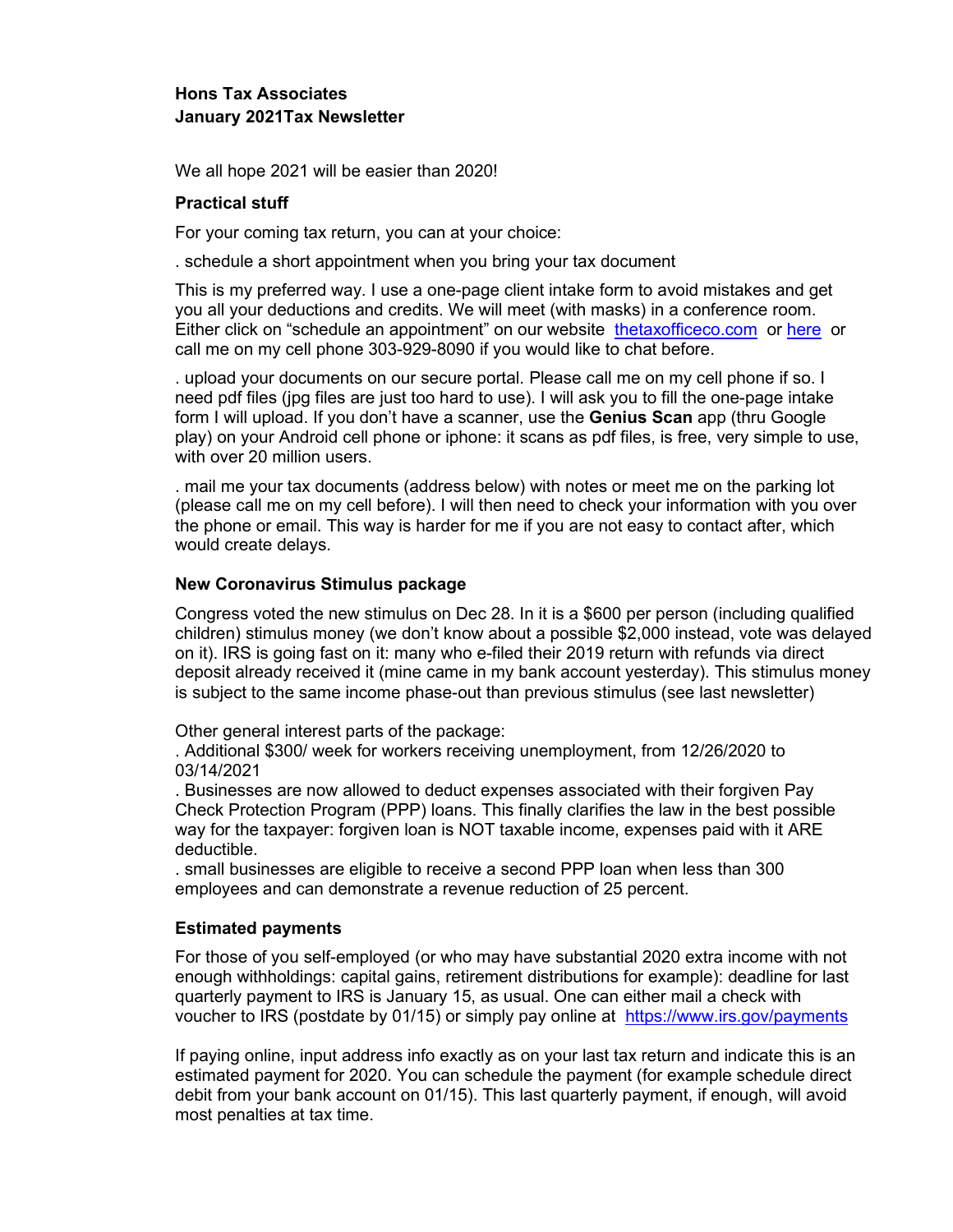**Hons Tax Associates**
**January 2021Tax Newsletter**

We all hope 2021 will be easier than 2020!

**Practical stuff**

For your coming tax return, you can at your choice:

. schedule a short appointment when you bring your tax document

This is my preferred way. I use a one-page client intake form to avoid mistakes and get you all your deductions and credits. We will meet (with masks) in a conference room. Either click on "schedule an appointment" on our website thetaxofficeco.com or here or call me on my cell phone 303-929-8090 if you would like to chat before.

. upload your documents on our secure portal. Please call me on my cell phone if so. I need pdf files (jpg files are just too hard to use). I will ask you to fill the one-page intake form I will upload. If you don't have a scanner, use the **Genius Scan** app (thru Google play) on your Android cell phone or iphone: it scans as pdf files, is free, very simple to use, with over 20 million users.

. mail me your tax documents (address below) with notes or meet me on the parking lot (please call me on my cell before). I will then need to check your information with you over the phone or email. This way is harder for me if you are not easy to contact after, which would create delays.

**New Coronavirus Stimulus package**

Congress voted the new stimulus on Dec 28. In it is a $600 per person (including qualified children) stimulus money (we don't know about a possible $2,000 instead, vote was delayed on it). IRS is going fast on it: many who e-filed their 2019 return with refunds via direct deposit already received it (mine came in my bank account yesterday). This stimulus money is subject to the same income phase-out than previous stimulus (see last newsletter)

Other general interest parts of the package:
. Additional $300/ week for workers receiving unemployment, from 12/26/2020 to 03/14/2021
. Businesses are now allowed to deduct expenses associated with their forgiven Pay Check Protection Program (PPP) loans. This finally clarifies the law in the best possible way for the taxpayer: forgiven loan is NOT taxable income, expenses paid with it ARE deductible.
. small businesses are eligible to receive a second PPP loan when less than 300 employees and can demonstrate a revenue reduction of 25 percent.

**Estimated payments**

For those of you self-employed (or who may have substantial 2020 extra income with not enough withholdings: capital gains, retirement distributions for example): deadline for last quarterly payment to IRS is January 15, as usual. One can either mail a check with voucher to IRS (postdate by 01/15) or simply pay online at https://www.irs.gov/payments

If paying online, input address info exactly as on your last tax return and indicate this is an estimated payment for 2020. You can schedule the payment (for example schedule direct debit from your bank account on 01/15). This last quarterly payment, if enough, will avoid most penalties at tax time.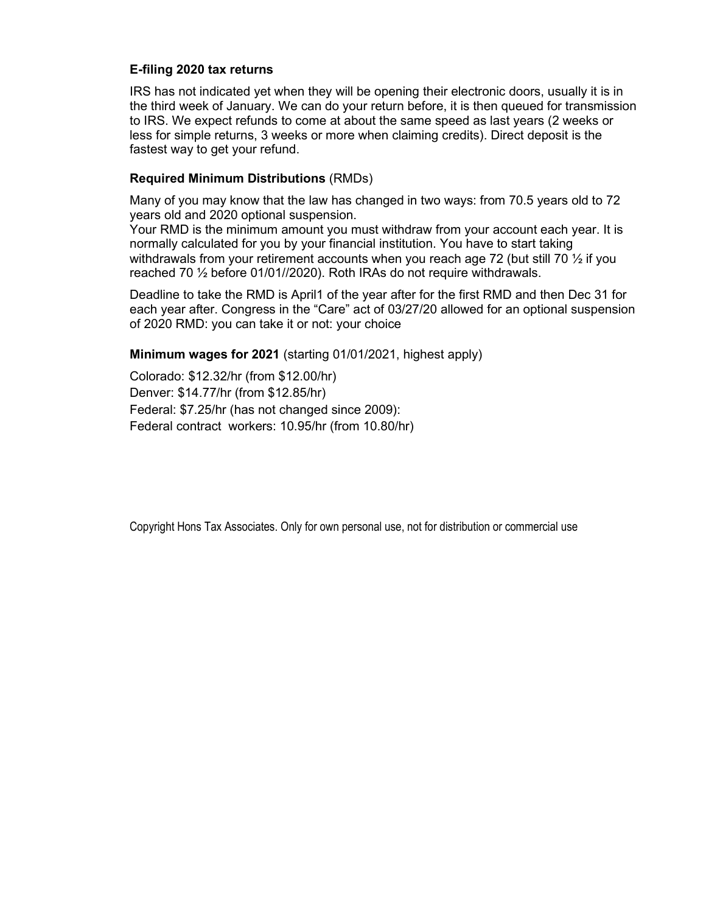**E-filing 2020 tax returns**

IRS has not indicated yet when they will be opening their electronic doors, usually it is in the third week of January. We can do your return before, it is then queued for transmission to IRS. We expect refunds to come at about the same speed as last years (2 weeks or less for simple returns, 3 weeks or more when claiming credits). Direct deposit is the fastest way to get your refund.

**Required Minimum Distributions** (RMDs)

Many of you may know that the law has changed in two ways: from 70.5 years old to 72 years old and 2020 optional suspension.
Your RMD is the minimum amount you must withdraw from your account each year. It is normally calculated for you by your financial institution. You have to start taking withdrawals from your retirement accounts when you reach age 72 (but still 70 ½ if you reached 70 ½ before 01/01//2020). Roth IRAs do not require withdrawals.

Deadline to take the RMD is April1 of the year after for the first RMD and then Dec 31 for each year after. Congress in the “Care” act of 03/27/20 allowed for an optional suspension of 2020 RMD: you can take it or not: your choice

**Minimum wages for 2021** (starting 01/01/2021, highest apply)

Colorado: $12.32/hr (from $12.00/hr)
Denver: $14.77/hr (from $12.85/hr)
Federal: $7.25/hr (has not changed since 2009):
Federal contract workers: 10.95/hr (from 10.80/hr)

Copyright Hons Tax Associates. Only for own personal use, not for distribution or commercial use